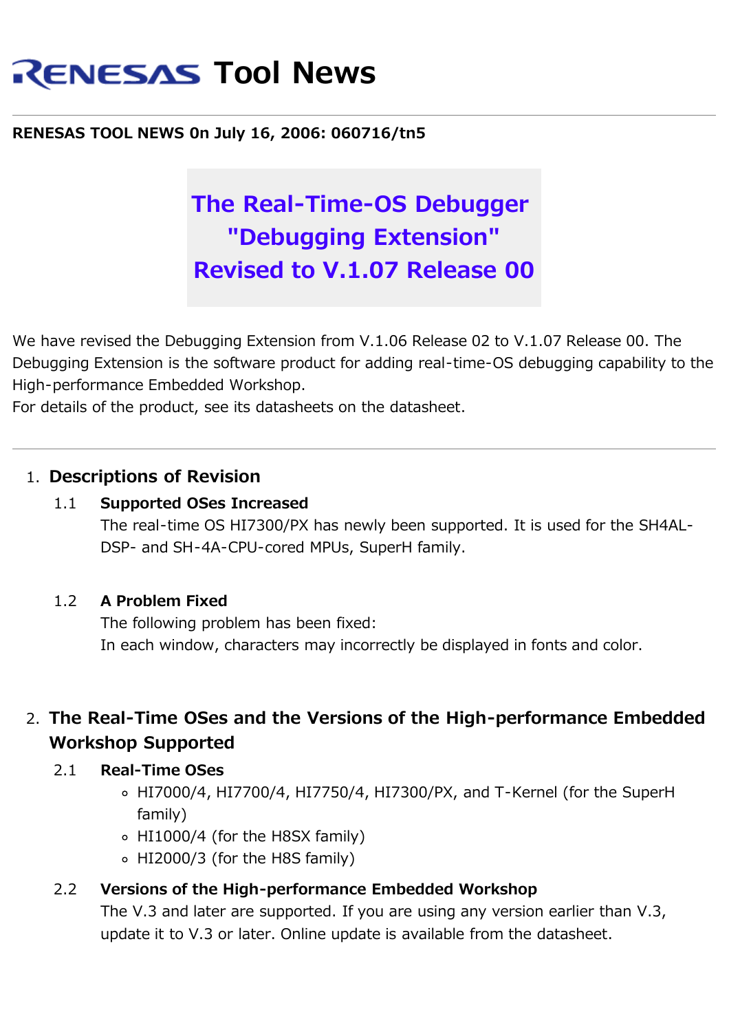# RENESAS Tool News

**RENESAS TOOL NEWS 0n July 16, 2006: 060716/tn5**

## The Real-Time-OS Debugger "Debugging Extension" Revised to V.1.07 Release 00

We have revised the Debugging Extension from V.1.06 Release 02 to V.1.07 Release 00. The Debugging Extension is the software product for adding real-time-OS debugging capability to the High-performance Embedded Workshop.
For details of the product, see its datasheets on the datasheet.

---

1. **Descriptions of Revision**

   1.1 **Supported OSes Increased**
   The real-time OS HI7300/PX has newly been supported. It is used for the SH4AL-DSP- and SH-4A-CPU-cored MPUs, SuperH family.

   1.2 **A Problem Fixed**
   The following problem has been fixed:
   In each window, characters may incorrectly be displayed in fonts and color.

2. **The Real-Time OSes and the Versions of the High-performance Embedded Workshop Supported**

   2.1 **Real-Time OSes**
   - HI7000/4, HI7700/4, HI7750/4, HI7300/PX, and T-Kernel (for the SuperH family)
   - HI1000/4 (for the H8SX family)
   - HI2000/3 (for the H8S family)

   2.2 **Versions of the High-performance Embedded Workshop**
   The V.3 and later are supported. If you are using any version earlier than V.3, update it to V.3 or later. Online update is available from the datasheet.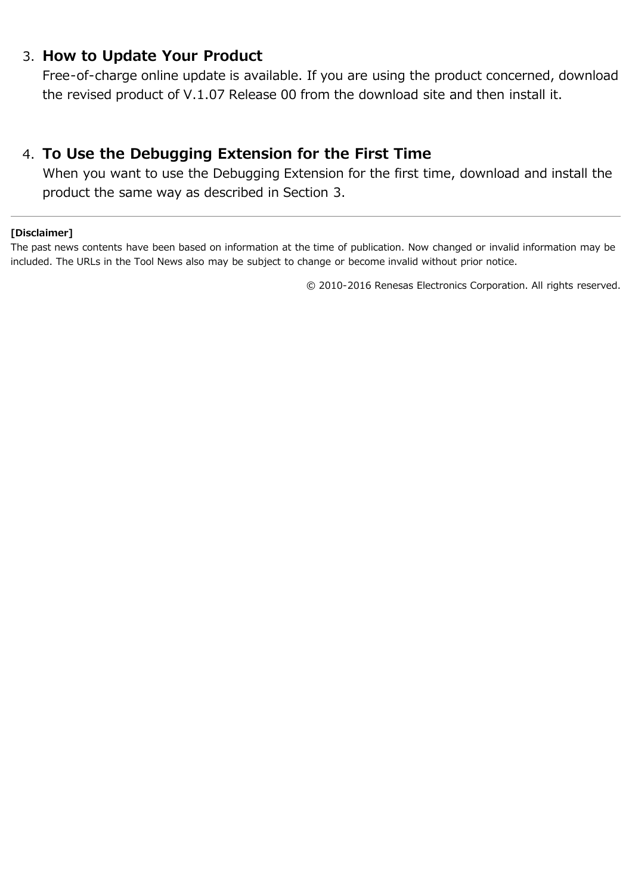3. **How to Update Your Product**

   Free-of-charge online update is available. If you are using the product concerned, download the revised product of V.1.07 Release 00 from the download site and then install it.

4. **To Use the Debugging Extension for the First Time**

   When you want to use the Debugging Extension for the first time, download and install the product the same way as described in Section 3.

---

**[Disclaimer]**

The past news contents have been based on information at the time of publication. Now changed or invalid information may be included. The URLs in the Tool News also may be subject to change or become invalid without prior notice.

© 2010-2016 Renesas Electronics Corporation. All rights reserved.